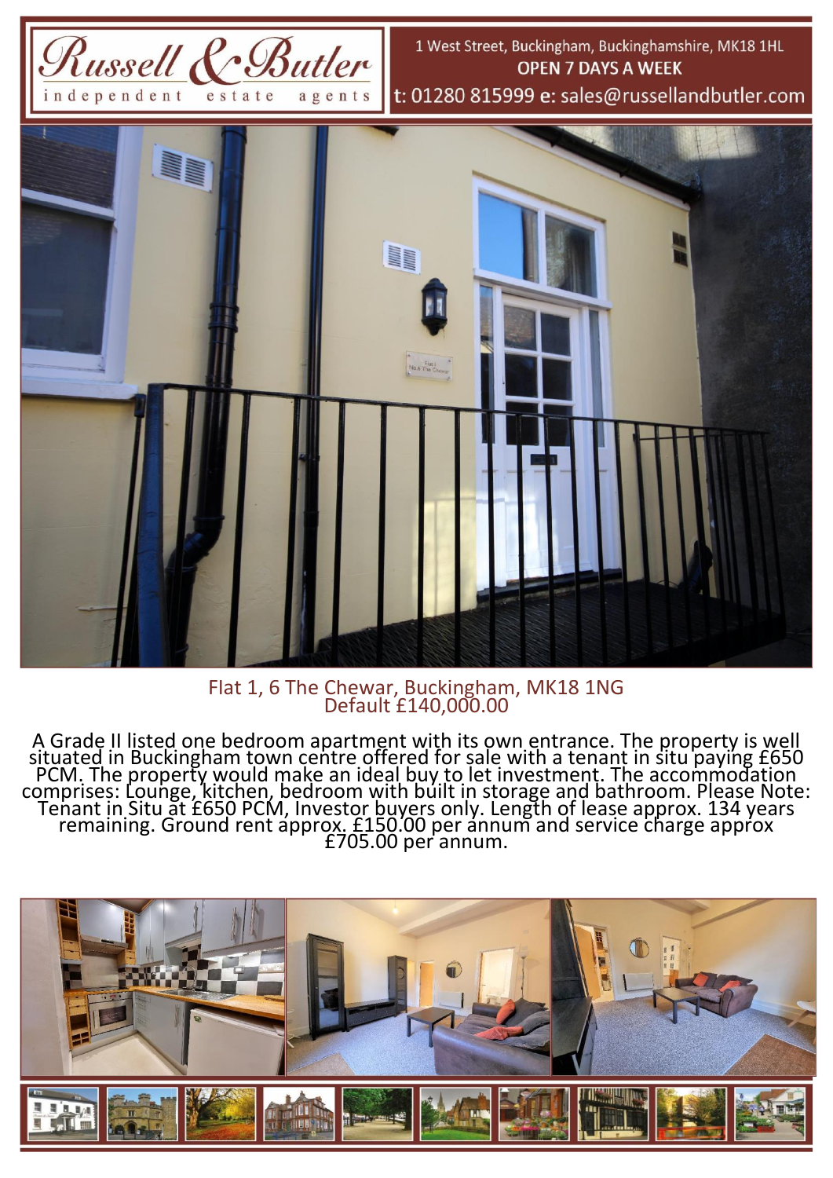Russell & Butler
independent estate agents

1 West Street, Buckingham, Buckinghamshire, MK18 1HL
**OPEN 7 DAYS A WEEK**
t: 01280 815999 e: sales@russellandbutler.com

## Flat 1, 6 The Chewar, Buckingham, MK18 1NG
Default £140,000.00

A Grade II listed one bedroom apartment with its own entrance. The property is well situated in Buckingham town centre offered for sale with a tenant in situ paying £650 PCM. The property would make an ideal buy to let investment. The accommodation comprises: Lounge, kitchen, bedroom with built in storage and bathroom. Please Note: Tenant in Situ at £650 PCM, Investor buyers only. Length of lease approx. 134 years remaining. Ground rent approx. £150.00 per annum and service charge approx £705.00 per annum.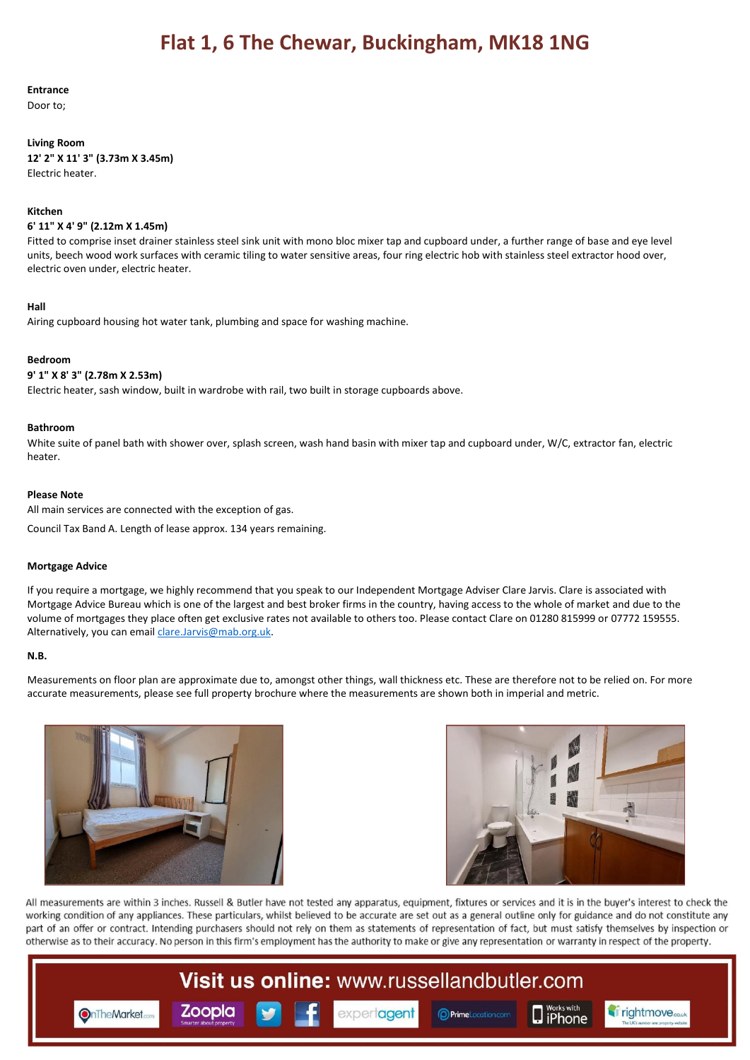# Flat 1, 6 The Chewar, Buckingham, MK18 1NG

**Entrance**
Door to;

**Living Room**
**12' 2" X 11' 3" (3.73m X 3.45m)**
Electric heater.

**Kitchen**
**6' 11" X 4' 9" (2.12m X 1.45m)**
Fitted to comprise inset drainer stainless steel sink unit with mono bloc mixer tap and cupboard under, a further range of base and eye level units, beech wood work surfaces with ceramic tiling to water sensitive areas, four ring electric hob with stainless steel extractor hood over, electric oven under, electric heater.

**Hall**
Airing cupboard housing hot water tank, plumbing and space for washing machine.

**Bedroom**
**9' 1" X 8' 3" (2.78m X 2.53m)**
Electric heater, sash window, built in wardrobe with rail, two built in storage cupboards above.

**Bathroom**
White suite of panel bath with shower over, splash screen, wash hand basin with mixer tap and cupboard under, W/C, extractor fan, electric heater.

**Please Note**
All main services are connected with the exception of gas.

Council Tax Band A. Length of lease approx. 134 years remaining.

**Mortgage Advice**

If you require a mortgage, we highly recommend that you speak to our Independent Mortgage Adviser Clare Jarvis. Clare is associated with Mortgage Advice Bureau which is one of the largest and best broker firms in the country, having access to the whole of market and due to the volume of mortgages they place often get exclusive rates not available to others too. Please contact Clare on 01280 815999 or 07772 159555. Alternatively, you can email clare.Jarvis@mab.org.uk.

**N.B.**

Measurements on floor plan are approximate due to, amongst other things, wall thickness etc. These are therefore not to be relied on. For more accurate measurements, please see full property brochure where the measurements are shown both in imperial and metric.

All measurements are within 3 inches. Russell & Butler have not tested any apparatus, equipment, fixtures or services and it is in the buyer's interest to check the working condition of any appliances. These particulars, whilst believed to be accurate are set out as a general outline only for guidance and do not constitute any part of an offer or contract. Intending purchasers should not rely on them as statements of representation of fact, but must satisfy themselves by inspection or otherwise as to their accuracy. No person in this firm's employment has the authority to make or give any representation or warranty in respect of the property.

**Visit us online:** www.russellandbutler.com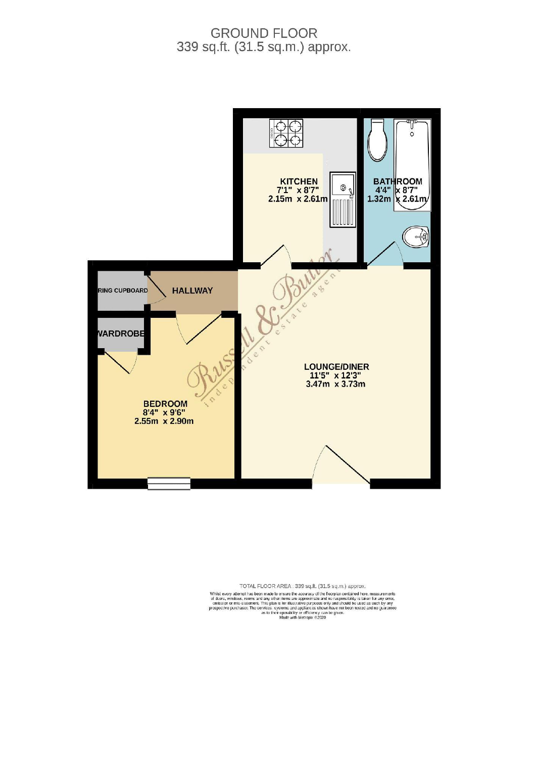GROUND FLOOR
339 sq.ft. (31.5 sq.m.) approx.

KITCHEN
7'1" x 8'7"
2.15m x 2.61m

BATHROOM
4'4" x 8'7"
1.32m x 2.61m

RING CUPBOARD

HALLWAY

WARDROBE

LOUNGE/DINER
11'5" x 12'3"
3.47m x 3.73m

BEDROOM
8'4" x 9'6"
2.55m x 2.90m

Russell & Butler independent estate agent

TOTAL FLOOR AREA : 339 sq.ft. (31.5 sq.m.) approx.

Whilst every attempt has been made to ensure the accuracy of the floorplan contained here, measurements of doors, windows, rooms and any other items are approximate and no responsibility is taken for any error, omission or mis-statement. This plan is for illustrative purposes only and should be used as such by any prospective purchaser. The services, systems and appliances shown have not been tested and no guarantee as to their operability or efficiency can be given.
Made with Metropix ©2020